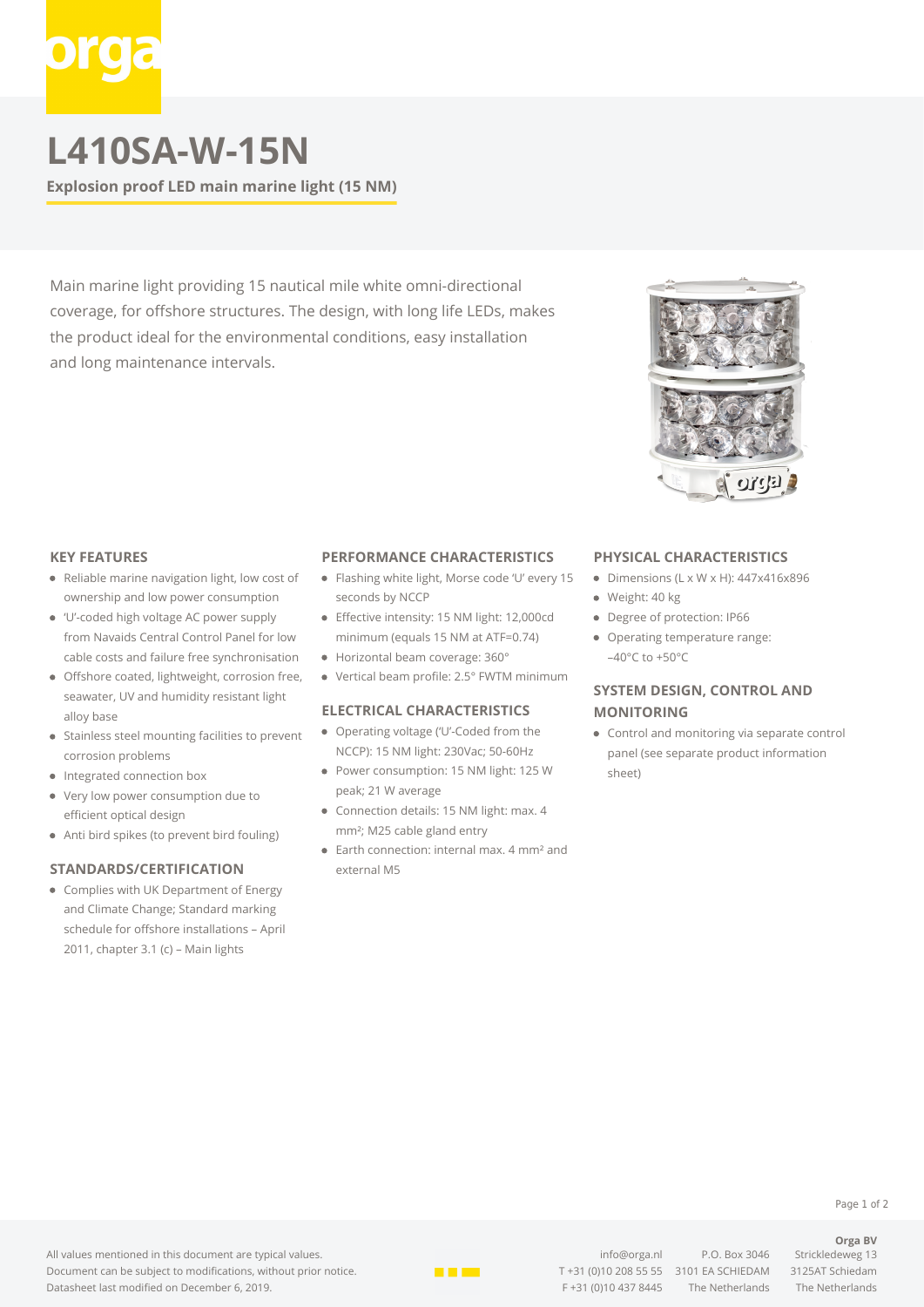# L410SA-W-15N

**Explosion proof LED main marine light (15 NM)**

Main marine light providing 15 nautical mile white omni-directional coverage, for offshore structures. The design, with long life LEDs, makes the product ideal for the environmental conditions, easy installation and long maintenance intervals.

## KEY FEATURES

- Reliable marine navigation light, low cost of ownership and low power consumption
- 'U'-coded high voltage AC power supply from Navaids Central Control Panel for low cable costs and failure free synchronisation
- Offshore coated, lightweight, corrosion free, seawater, UV and humidity resistant light alloy base
- Stainless steel mounting facilities to prevent corrosion problems
- Integrated connection box
- Very low power consumption due to efficient optical design
- Anti bird spikes (to prevent bird fouling)

## STANDARDS/CERTIFICATION

- Complies with UK Department of Energy and Climate Change; Standard marking schedule for offshore installations – April 2011, chapter 3.1 (c) – Main lights

## PERFORMANCE CHARACTERISTICS

- Flashing white light, Morse code 'U' every 15 seconds by NCCP
- Effective intensity: 15 NM light: 12,000cd minimum (equals 15 NM at ATF=0.74)
- Horizontal beam coverage: 360°
- Vertical beam profile: 2.5° FWTM minimum

## ELECTRICAL CHARACTERISTICS

- Operating voltage ('U'-Coded from the NCCP): 15 NM light: 230Vac; 50-60Hz
- Power consumption: 15 NM light: 125 W peak; 21 W average
- Connection details: 15 NM light: max. 4 mm²; M25 cable gland entry
- Earth connection: internal max. 4 mm² and external M5

## PHYSICAL CHARACTERISTICS

- Dimensions (L x W x H): 447x416x896
- Weight: 40 kg
- Degree of protection: IP66
- Operating temperature range: -40°C to +50°C

## SYSTEM DESIGN, CONTROL AND MONITORING

- Control and monitoring via separate control panel (see separate product information sheet)

All values mentioned in this document are typical values.
Document can be subject to modifications, without prior notice.
Datasheet last modified on December 6, 2019.

info@orga.nl
T +31 (0)10 208 55 55
F +31 (0)10 437 8445

P.O. Box 3046
3101 EA SCHIEDAM
The Netherlands

**Orga BV**
Strickledeweg 13
3125AT Schiedam
The Netherlands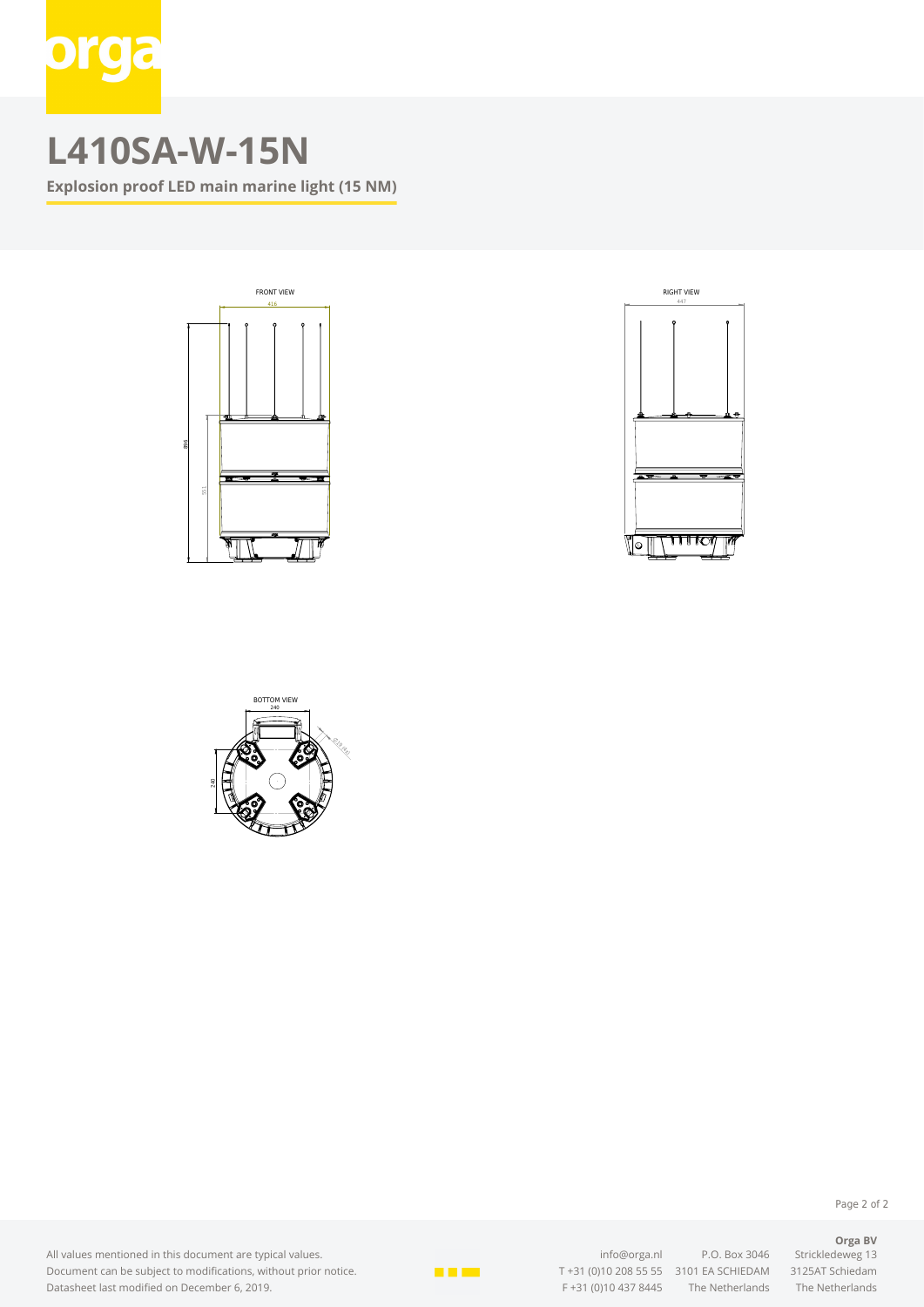orga

# L410SA-W-15N

**Explosion proof LED main marine light (15 NM)**

FRONT VIEW

416

896

551

RIGHT VIEW

447

BOTTOM VIEW

240

240

All values mentioned in this document are typical values.
Document can be subject to modifications, without prior notice.
Datasheet last modified on December 6, 2019.

info@orga.nl
T +31 (0)10 208 55 55
F +31 (0)10 437 8445

P.O. Box 3046
3101 EA SCHIEDAM
The Netherlands

**Orga BV**
Strickledeweg 13
3125AT Schiedam
The Netherlands